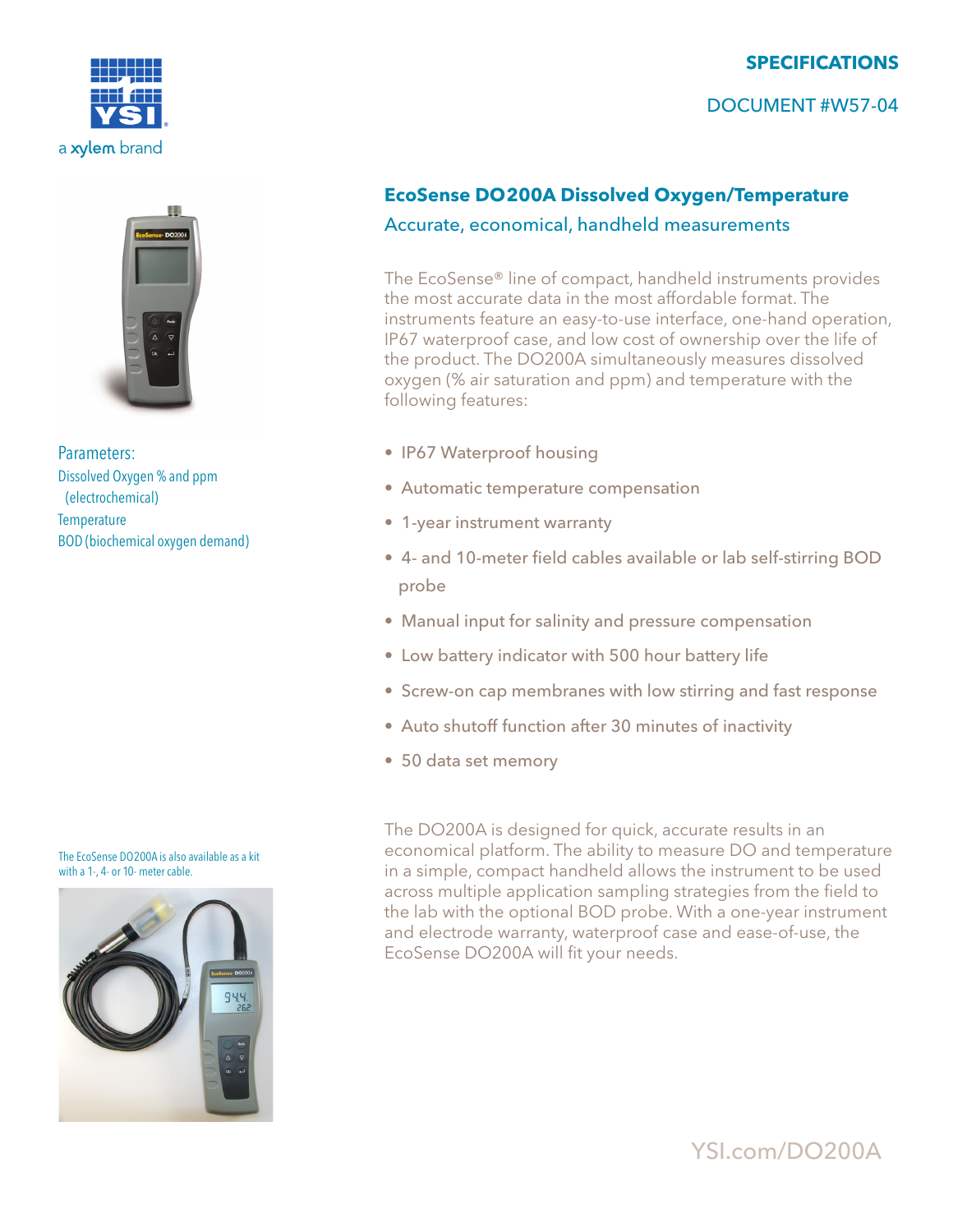SPECIFICATIONS

DOCUMENT #W57-04

# EcoSense DO200A Dissolved Oxygen/Temperature

## Accurate, economical, handheld measurements

The EcoSense® line of compact, handheld instruments provides the most accurate data in the most affordable format. The instruments feature an easy-to-use interface, one-hand operation, IP67 waterproof case, and low cost of ownership over the life of the product. The DO200A simultaneously measures dissolved oxygen (% air saturation and ppm) and temperature with the following features:

- IP67 Waterproof housing
- Automatic temperature compensation
- 1-year instrument warranty
- 4- and 10-meter field cables available or lab self-stirring BOD probe
- Manual input for salinity and pressure compensation
- Low battery indicator with 500 hour battery life
- Screw-on cap membranes with low stirring and fast response
- Auto shutoff function after 30 minutes of inactivity
- 50 data set memory

The DO200A is designed for quick, accurate results in an economical platform. The ability to measure DO and temperature in a simple, compact handheld allows the instrument to be used across multiple application sampling strategies from the field to the lab with the optional BOD probe. With a one-year instrument and electrode warranty, waterproof case and ease-of-use, the EcoSense DO200A will fit your needs.

**Parameters:**

- Dissolved Oxygen % and ppm (electrochemical)
- Temperature
- BOD (biochemical oxygen demand)

The EcoSense DO200A is also available as a kit with a 1-, 4- or 10- meter cable.

YSI.com/DO200A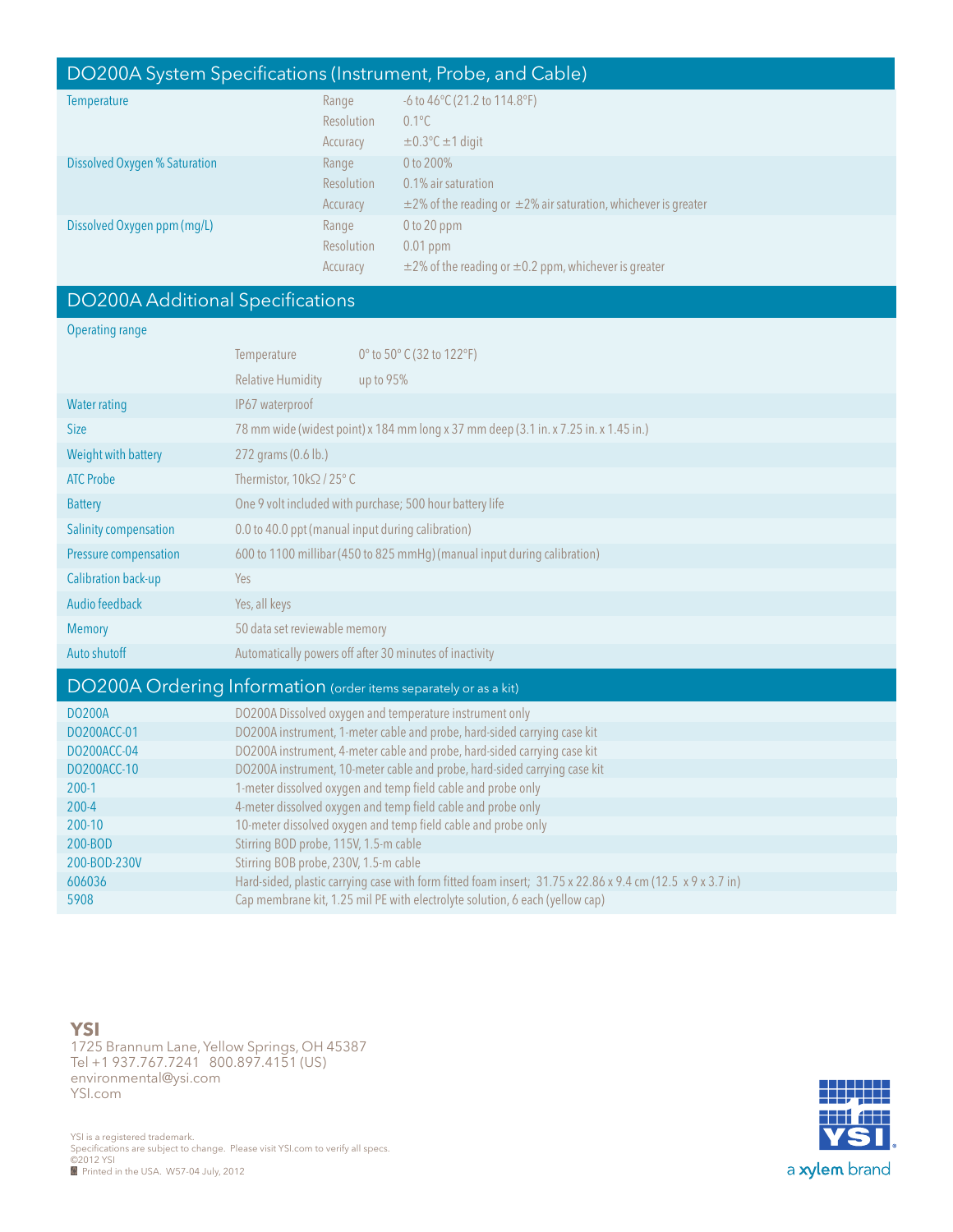## DO200A System Specifications (Instrument, Probe, and Cable)

| | | |
|---|---|---|
| Temperature | Range | -6 to 46°C (21.2 to 114.8°F) |
| | Resolution | 0.1°C |
| | Accuracy | ±0.3°C ±1 digit |
| Dissolved Oxygen % Saturation | Range | 0 to 200% |
| | Resolution | 0.1% air saturation |
| | Accuracy | ±2% of the reading or ±2% air saturation, whichever is greater |
| Dissolved Oxygen ppm (mg/L) | Range | 0 to 20 ppm |
| | Resolution | 0.01 ppm |
| | Accuracy | ±2% of the reading or ±0.2 ppm, whichever is greater |

## DO200A Additional Specifications

| | | |
|---|---|---|
| Operating range | | |
| | Temperature | 0° to 50° C (32 to 122°F) |
| | Relative Humidity | up to 95% |
| Water rating | IP67 waterproof | |
| Size | 78 mm wide (widest point) x 184 mm long x 37 mm deep (3.1 in. x 7.25 in. x 1.45 in.) | |
| Weight with battery | 272 grams (0.6 lb.) | |
| ATC Probe | Thermistor, 10kΩ / 25° C | |
| Battery | One 9 volt included with purchase; 500 hour battery life | |
| Salinity compensation | 0.0 to 40.0 ppt (manual input during calibration) | |
| Pressure compensation | 600 to 1100 millibar (450 to 825 mmHg) (manual input during calibration) | |
| Calibration back-up | Yes | |
| Audio feedback | Yes, all keys | |
| Memory | 50 data set reviewable memory | |
| Auto shutoff | Automatically powers off after 30 minutes of inactivity | |

## DO200A Ordering Information (order items separately or as a kit)

| | |
|---|---|
| DO200A | DO200A Dissolved oxygen and temperature instrument only |
| DO200ACC-01 | DO200A instrument, 1-meter cable and probe, hard-sided carrying case kit |
| DO200ACC-04 | DO200A instrument, 4-meter cable and probe, hard-sided carrying case kit |
| DO200ACC-10 | DO200A instrument, 10-meter cable and probe, hard-sided carrying case kit |
| 200-1 | 1-meter dissolved oxygen and temp field cable and probe only |
| 200-4 | 4-meter dissolved oxygen and temp field cable and probe only |
| 200-10 | 10-meter dissolved oxygen and temp field cable and probe only |
| 200-BOD | Stirring BOD probe, 115V, 1.5-m cable |
| 200-BOD-230V | Stirring BOB probe, 230V, 1.5-m cable |
| 606036 | Hard-sided, plastic carrying case with form fitted foam insert; 31.75 x 22.86 x 9.4 cm (12.5 x 9 x 3.7 in) |
| 5908 | Cap membrane kit, 1.25 mil PE with electrolyte solution, 6 each (yellow cap) |

**YSI**
1725 Brannum Lane, Yellow Springs, OH 45387
Tel +1 937.767.7241 800.897.4151 (US)
environmental@ysi.com
YSI.com

YSI is a registered trademark.
Specifications are subject to change. Please visit YSI.com to verify all specs.
©2012 YSI
Printed in the USA. W57-04 July, 2012

YSI a xylem brand